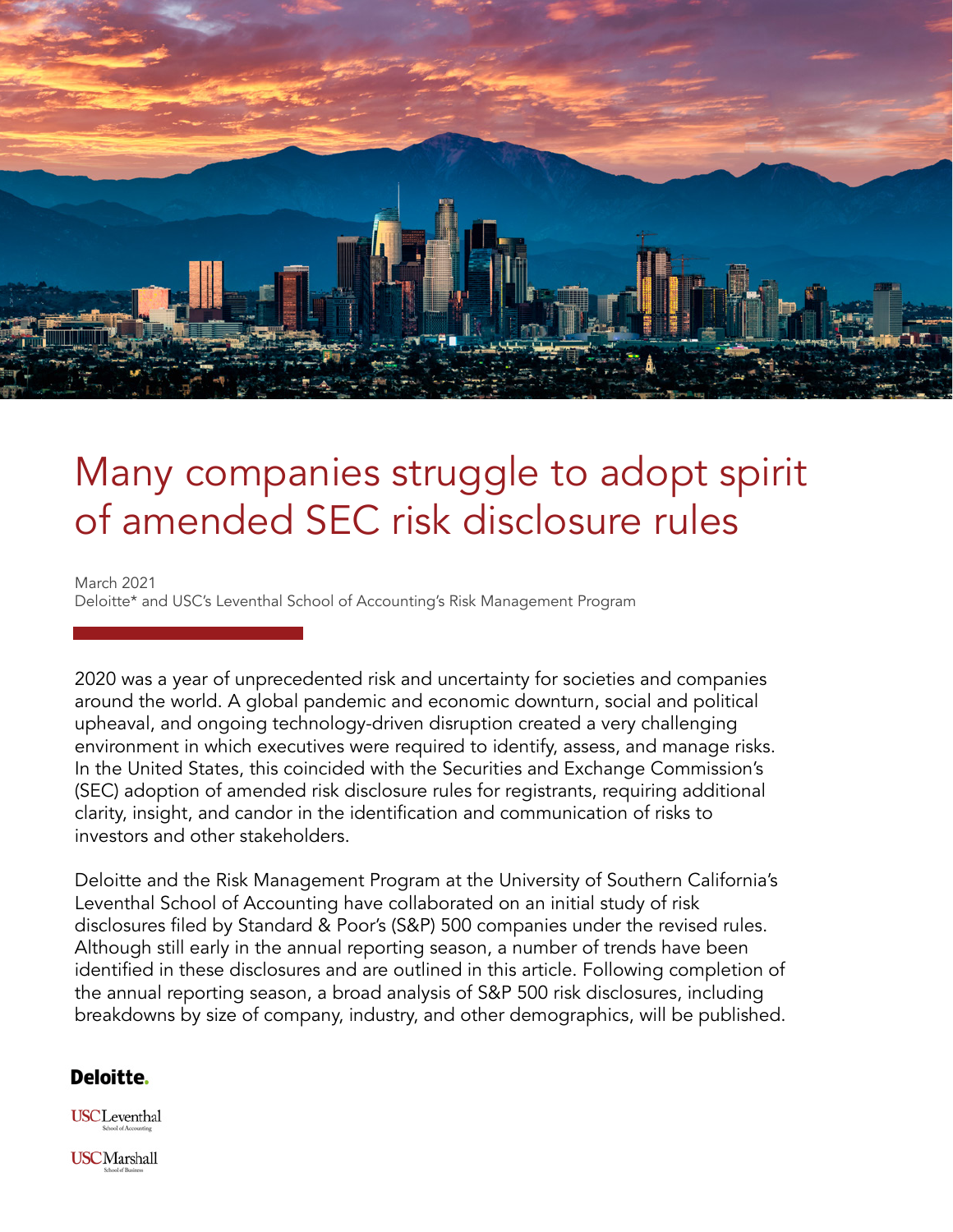# Many companies struggle to adopt spirit of amended SEC risk disclosure rules

March 2021
Deloitte* and USC's Leventhal School of Accounting's Risk Management Program

2020 was a year of unprecedented risk and uncertainty for societies and companies around the world. A global pandemic and economic downturn, social and political upheaval, and ongoing technology-driven disruption created a very challenging environment in which executives were required to identify, assess, and manage risks. In the United States, this coincided with the Securities and Exchange Commission's (SEC) adoption of amended risk disclosure rules for registrants, requiring additional clarity, insight, and candor in the identification and communication of risks to investors and other stakeholders.

Deloitte and the Risk Management Program at the University of Southern California's Leventhal School of Accounting have collaborated on an initial study of risk disclosures filed by Standard & Poor's (S&P) 500 companies under the revised rules. Although still early in the annual reporting season, a number of trends have been identified in these disclosures and are outlined in this article. Following completion of the annual reporting season, a broad analysis of S&P 500 risk disclosures, including breakdowns by size of company, industry, and other demographics, will be published.

Deloitte.

USC Leventhal School of Accounting

USC Marshall School of Business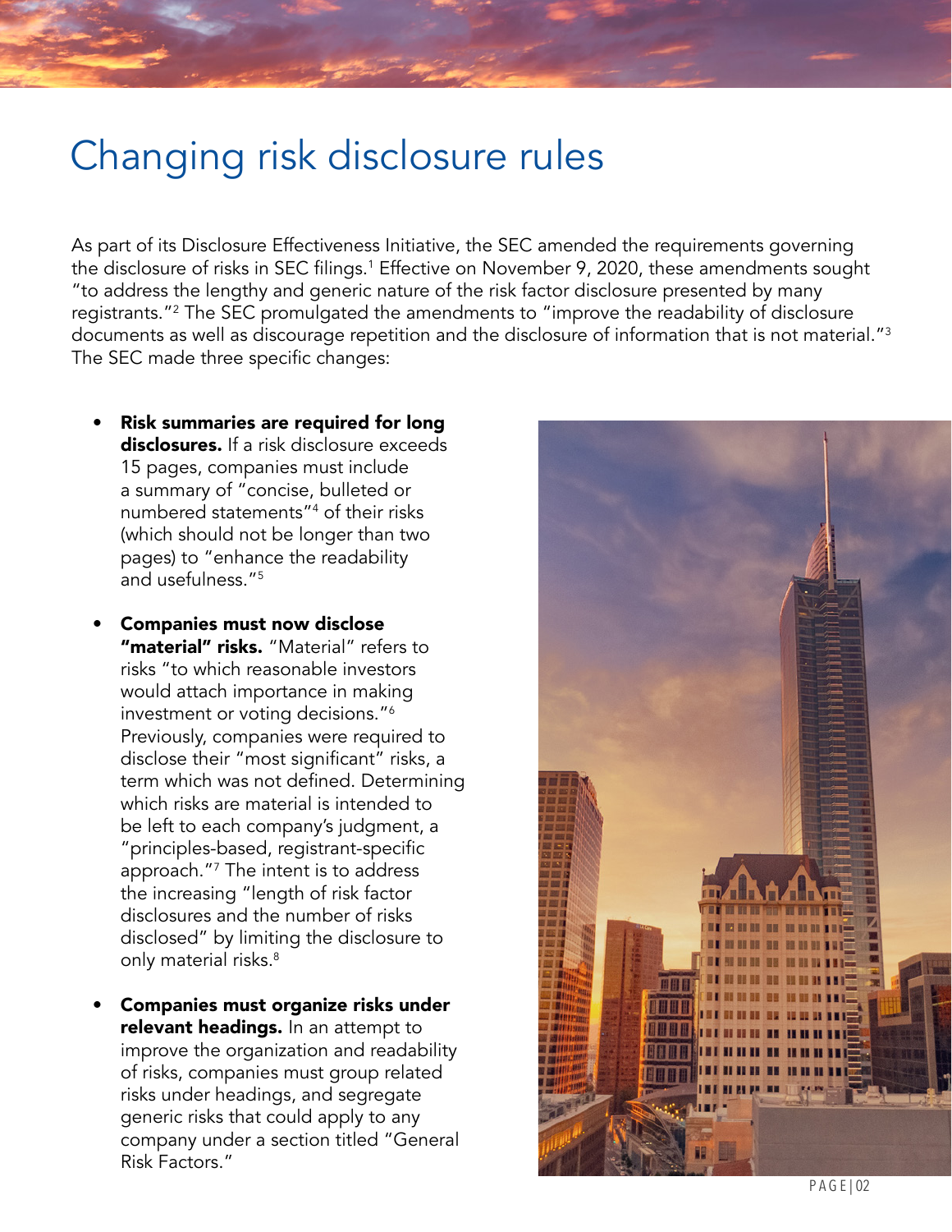# Changing risk disclosure rules

As part of its Disclosure Effectiveness Initiative, the SEC amended the requirements governing the disclosure of risks in SEC filings.[1] Effective on November 9, 2020, these amendments sought "to address the lengthy and generic nature of the risk factor disclosure presented by many registrants."[2] The SEC promulgated the amendments to "improve the readability of disclosure documents as well as discourage repetition and the disclosure of information that is not material."[3] The SEC made three specific changes:

- **Risk summaries are required for long disclosures.** If a risk disclosure exceeds 15 pages, companies must include a summary of "concise, bulleted or numbered statements"[4] of their risks (which should not be longer than two pages) to "enhance the readability and usefulness."[5]
- **Companies must now disclose "material" risks.** "Material" refers to risks "to which reasonable investors would attach importance in making investment or voting decisions."[6] Previously, companies were required to disclose their "most significant" risks, a term which was not defined. Determining which risks are material is intended to be left to each company's judgment, a "principles-based, registrant-specific approach."[7] The intent is to address the increasing "length of risk factor disclosures and the number of risks disclosed" by limiting the disclosure to only material risks.[8]
- **Companies must organize risks under relevant headings.** In an attempt to improve the organization and readability of risks, companies must group related risks under headings, and segregate generic risks that could apply to any company under a section titled "General Risk Factors."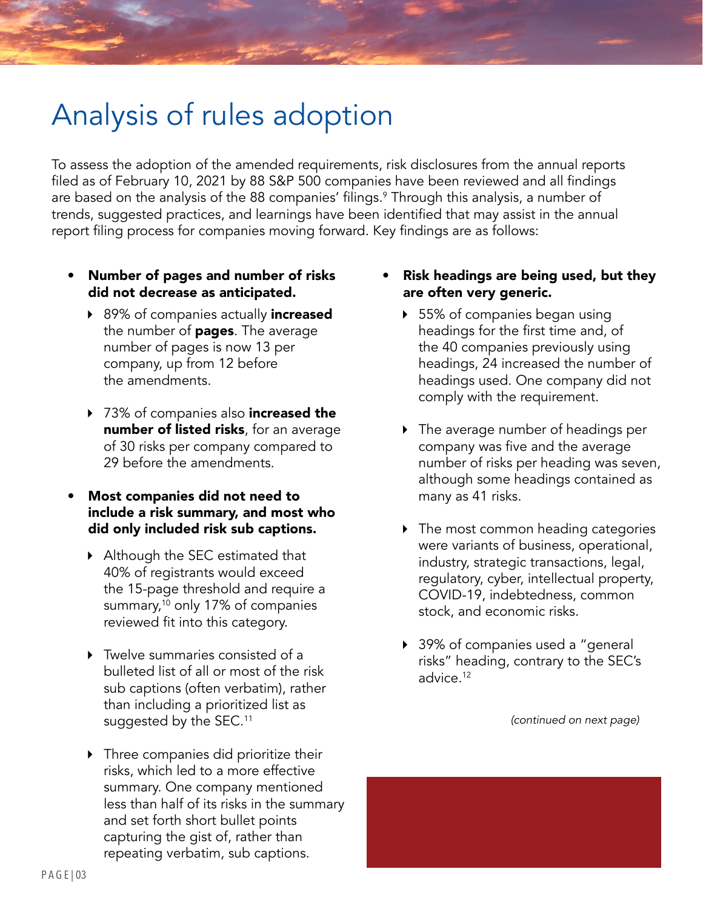# Analysis of rules adoption

To assess the adoption of the amended requirements, risk disclosures from the annual reports filed as of February 10, 2021 by 88 S&P 500 companies have been reviewed and all findings are based on the analysis of the 88 companies' filings.[9] Through this analysis, a number of trends, suggested practices, and learnings have been identified that may assist in the annual report filing process for companies moving forward. Key findings are as follows:

- **Number of pages and number of risks did not decrease as anticipated.**
  - 89% of companies actually **increased** the number of **pages**. The average number of pages is now 13 per company, up from 12 before the amendments.
  - 73% of companies also **increased the number of listed risks**, for an average of 30 risks per company compared to 29 before the amendments.
- **Most companies did not need to include a risk summary, and most who did only included risk sub captions.**
  - Although the SEC estimated that 40% of registrants would exceed the 15-page threshold and require a summary,[10] only 17% of companies reviewed fit into this category.
  - Twelve summaries consisted of a bulleted list of all or most of the risk sub captions (often verbatim), rather than including a prioritized list as suggested by the SEC.[11]
  - Three companies did prioritize their risks, which led to a more effective summary. One company mentioned less than half of its risks in the summary and set forth short bullet points capturing the gist of, rather than repeating verbatim, sub captions.
- **Risk headings are being used, but they are often very generic.**
  - 55% of companies began using headings for the first time and, of the 40 companies previously using headings, 24 increased the number of headings used. One company did not comply with the requirement.
  - The average number of headings per company was five and the average number of risks per heading was seven, although some headings contained as many as 41 risks.
  - The most common heading categories were variants of business, operational, industry, strategic transactions, legal, regulatory, cyber, intellectual property, COVID-19, indebtedness, common stock, and economic risks.
  - 39% of companies used a "general risks" heading, contrary to the SEC's advice.[12]

*(continued on next page)*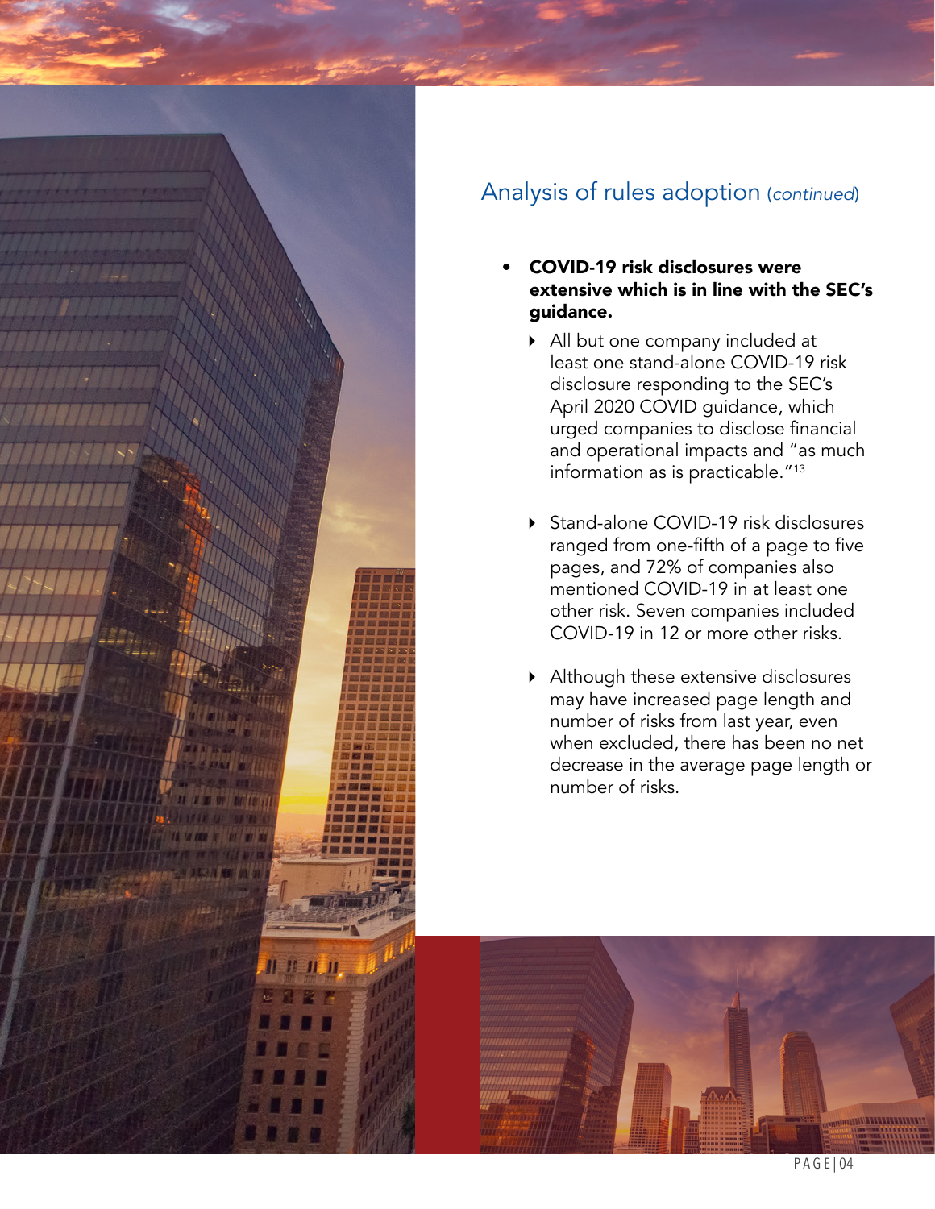## Analysis of rules adoption (*continued*)

- **COVID-19 risk disclosures were extensive which is in line with the SEC's guidance.**
  - All but one company included at least one stand-alone COVID-19 risk disclosure responding to the SEC's April 2020 COVID guidance, which urged companies to disclose financial and operational impacts and "as much information as is practicable."[13]
  - Stand-alone COVID-19 risk disclosures ranged from one-fifth of a page to five pages, and 72% of companies also mentioned COVID-19 in at least one other risk. Seven companies included COVID-19 in 12 or more other risks.
  - Although these extensive disclosures may have increased page length and number of risks from last year, even when excluded, there has been no net decrease in the average page length or number of risks.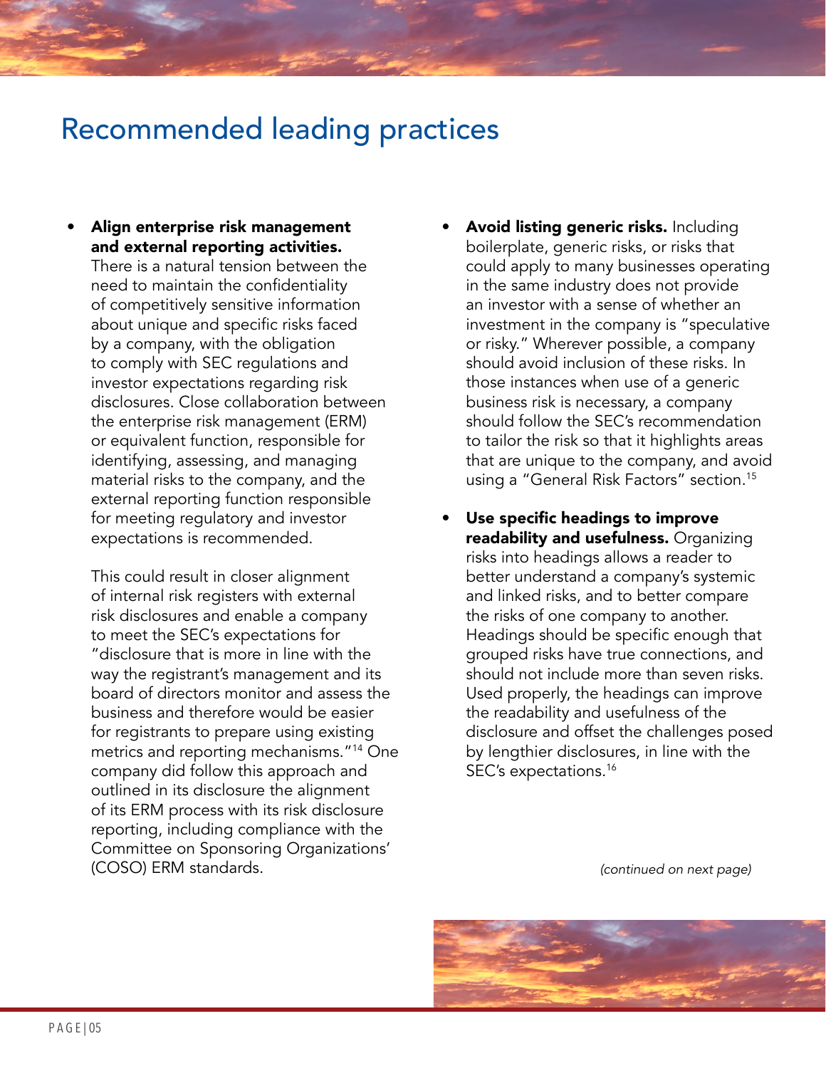# Recommended leading practices

- **Align enterprise risk management and external reporting activities.** There is a natural tension between the need to maintain the confidentiality of competitively sensitive information about unique and specific risks faced by a company, with the obligation to comply with SEC regulations and investor expectations regarding risk disclosures. Close collaboration between the enterprise risk management (ERM) or equivalent function, responsible for identifying, assessing, and managing material risks to the company, and the external reporting function responsible for meeting regulatory and investor expectations is recommended.

  This could result in closer alignment of internal risk registers with external risk disclosures and enable a company to meet the SEC's expectations for "disclosure that is more in line with the way the registrant's management and its board of directors monitor and assess the business and therefore would be easier for registrants to prepare using existing metrics and reporting mechanisms."[14] One company did follow this approach and outlined in its disclosure the alignment of its ERM process with its risk disclosure reporting, including compliance with the Committee on Sponsoring Organizations' (COSO) ERM standards.

- **Avoid listing generic risks.** Including boilerplate, generic risks, or risks that could apply to many businesses operating in the same industry does not provide an investor with a sense of whether an investment in the company is "speculative or risky." Wherever possible, a company should avoid inclusion of these risks. In those instances when use of a generic business risk is necessary, a company should follow the SEC's recommendation to tailor the risk so that it highlights areas that are unique to the company, and avoid using a "General Risk Factors" section.[15]

- **Use specific headings to improve readability and usefulness.** Organizing risks into headings allows a reader to better understand a company's systemic and linked risks, and to better compare the risks of one company to another. Headings should be specific enough that grouped risks have true connections, and should not include more than seven risks. Used properly, the headings can improve the readability and usefulness of the disclosure and offset the challenges posed by lengthier disclosures, in line with the SEC's expectations.[16]

*(continued on next page)*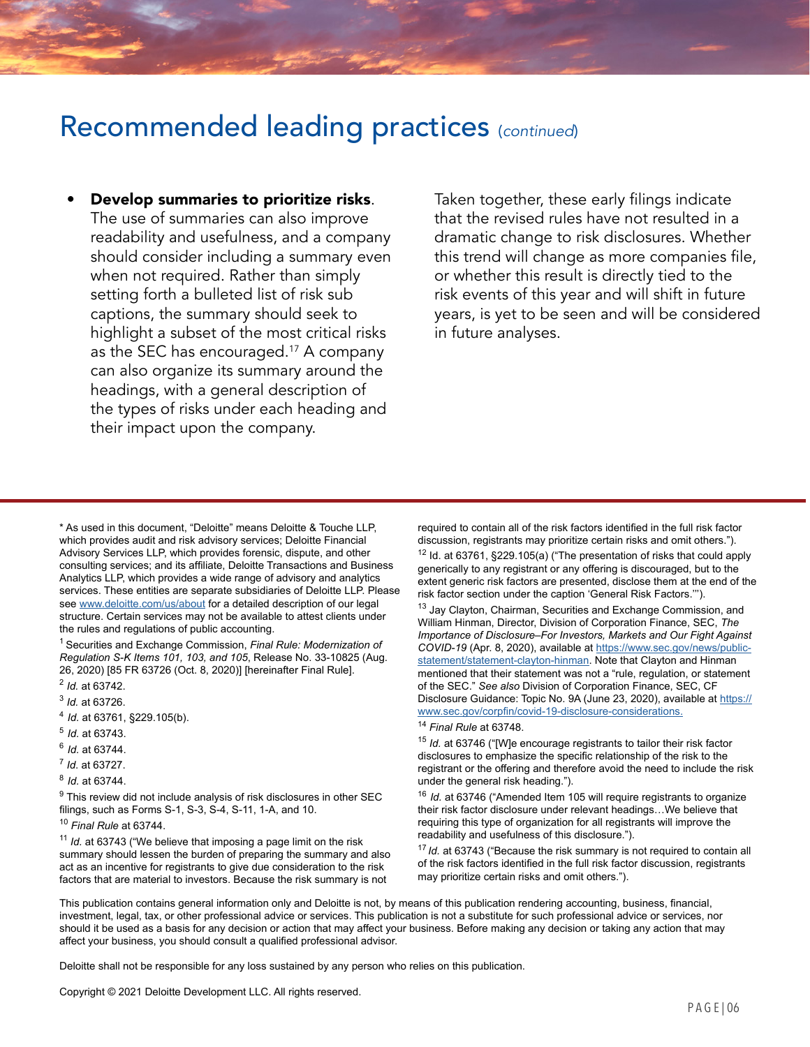# Recommended leading practices *(continued)*

- **Develop summaries to prioritize risks**. The use of summaries can also improve readability and usefulness, and a company should consider including a summary even when not required. Rather than simply setting forth a bulleted list of risk sub captions, the summary should seek to highlight a subset of the most critical risks as the SEC has encouraged.[17] A company can also organize its summary around the headings, with a general description of the types of risks under each heading and their impact upon the company.

Taken together, these early filings indicate that the revised rules have not resulted in a dramatic change to risk disclosures. Whether this trend will change as more companies file, or whether this result is directly tied to the risk events of this year and will shift in future years, is yet to be seen and will be considered in future analyses.

---

\* As used in this document, "Deloitte" means Deloitte & Touche LLP, which provides audit and risk advisory services; Deloitte Financial Advisory Services LLP, which provides forensic, dispute, and other consulting services; and its affiliate, Deloitte Transactions and Business Analytics LLP, which provides a wide range of advisory and analytics services. These entities are separate subsidiaries of Deloitte LLP. Please see www.deloitte.com/us/about for a detailed description of our legal structure. Certain services may not be available to attest clients under the rules and regulations of public accounting.

[1] Securities and Exchange Commission, *Final Rule: Modernization of Regulation S-K Items 101, 103, and 105*, Release No. 33-10825 (Aug. 26, 2020) [85 FR 63726 (Oct. 8, 2020)] [hereinafter Final Rule].

[2] *Id.* at 63742.

[3] *Id.* at 63726.

[4] *Id.* at 63761, §229.105(b).

[5] *Id.* at 63743.

[6] *Id.* at 63744.

[7] *Id.* at 63727.

[8] *Id.* at 63744.

[9] This review did not include analysis of risk disclosures in other SEC filings, such as Forms S-1, S-3, S-4, S-11, 1-A, and 10.

[10] *Final Rule* at 63744.

[11] *Id.* at 63743 ("We believe that imposing a page limit on the risk summary should lessen the burden of preparing the summary and also act as an incentive for registrants to give due consideration to the risk factors that are material to investors. Because the risk summary is not required to contain all of the risk factors identified in the full risk factor discussion, registrants may prioritize certain risks and omit others.").

[12] Id. at 63761, §229.105(a) ("The presentation of risks that could apply generically to any registrant or any offering is discouraged, but to the extent generic risk factors are presented, disclose them at the end of the risk factor section under the caption 'General Risk Factors.'").

[13] Jay Clayton, Chairman, Securities and Exchange Commission, and William Hinman, Director, Division of Corporation Finance, SEC, *The Importance of Disclosure–For Investors, Markets and Our Fight Against COVID-19* (Apr. 8, 2020), available at https://www.sec.gov/news/public-statement/statement-clayton-hinman. Note that Clayton and Hinman mentioned that their statement was not a "rule, regulation, or statement of the SEC." *See also* Division of Corporation Finance, SEC, CF Disclosure Guidance: Topic No. 9A (June 23, 2020), available at https://www.sec.gov/corpfin/covid-19-disclosure-considerations.

[14] *Final Rule* at 63748.

[15] *Id.* at 63746 ("[W]e encourage registrants to tailor their risk factor disclosures to emphasize the specific relationship of the risk to the registrant or the offering and therefore avoid the need to include the risk under the general risk heading.").

[16] *Id.* at 63746 ("Amended Item 105 will require registrants to organize their risk factor disclosure under relevant headings…We believe that requiring this type of organization for all registrants will improve the readability and usefulness of this disclosure.").

[17] *Id.* at 63743 ("Because the risk summary is not required to contain all of the risk factors identified in the full risk factor discussion, registrants may prioritize certain risks and omit others.").

This publication contains general information only and Deloitte is not, by means of this publication rendering accounting, business, financial, investment, legal, tax, or other professional advice or services. This publication is not a substitute for such professional advice or services, nor should it be used as a basis for any decision or action that may affect your business. Before making any decision or taking any action that may affect your business, you should consult a qualified professional advisor.

Deloitte shall not be responsible for any loss sustained by any person who relies on this publication.

Copyright © 2021 Deloitte Development LLC. All rights reserved.